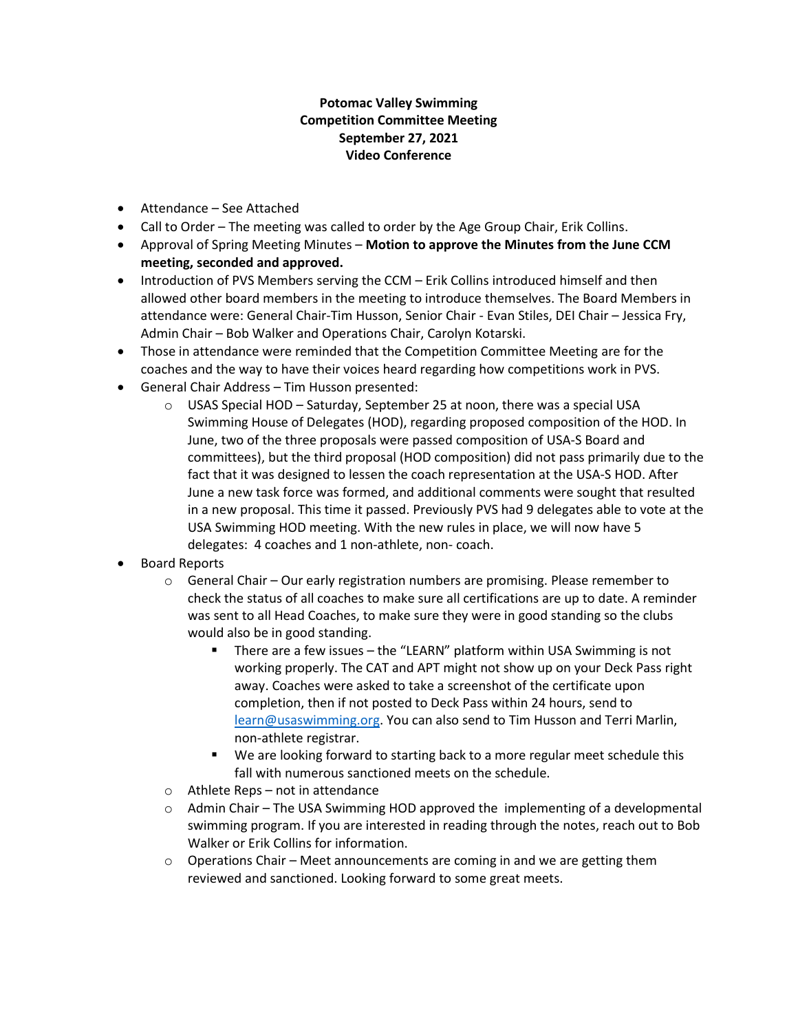**Potomac Valley Swimming**
**Competition Committee Meeting**
**September 27, 2021**
**Video Conference**

- Attendance – See Attached
- Call to Order – The meeting was called to order by the Age Group Chair, Erik Collins.
- Approval of Spring Meeting Minutes – **Motion to approve the Minutes from the June CCM meeting, seconded and approved.**
- Introduction of PVS Members serving the CCM – Erik Collins introduced himself and then allowed other board members in the meeting to introduce themselves. The Board Members in attendance were: General Chair-Tim Husson, Senior Chair - Evan Stiles, DEI Chair – Jessica Fry, Admin Chair – Bob Walker and Operations Chair, Carolyn Kotarski.
- Those in attendance were reminded that the Competition Committee Meeting are for the coaches and the way to have their voices heard regarding how competitions work in PVS.
- General Chair Address – Tim Husson presented:
  - USAS Special HOD – Saturday, September 25 at noon, there was a special USA Swimming House of Delegates (HOD), regarding proposed composition of the HOD. In June, two of the three proposals were passed composition of USA-S Board and committees), but the third proposal (HOD composition) did not pass primarily due to the fact that it was designed to lessen the coach representation at the USA-S HOD. After June a new task force was formed, and additional comments were sought that resulted in a new proposal. This time it passed. Previously PVS had 9 delegates able to vote at the USA Swimming HOD meeting. With the new rules in place, we will now have 5 delegates: 4 coaches and 1 non-athlete, non- coach.
- Board Reports
  - General Chair – Our early registration numbers are promising. Please remember to check the status of all coaches to make sure all certifications are up to date. A reminder was sent to all Head Coaches, to make sure they were in good standing so the clubs would also be in good standing.
    - There are a few issues – the "LEARN" platform within USA Swimming is not working properly. The CAT and APT might not show up on your Deck Pass right away. Coaches were asked to take a screenshot of the certificate upon completion, then if not posted to Deck Pass within 24 hours, send to learn@usaswimming.org. You can also send to Tim Husson and Terri Marlin, non-athlete registrar.
    - We are looking forward to starting back to a more regular meet schedule this fall with numerous sanctioned meets on the schedule.
  - Athlete Reps – not in attendance
  - Admin Chair – The USA Swimming HOD approved the implementing of a developmental swimming program. If you are interested in reading through the notes, reach out to Bob Walker or Erik Collins for information.
  - Operations Chair – Meet announcements are coming in and we are getting them reviewed and sanctioned. Looking forward to some great meets.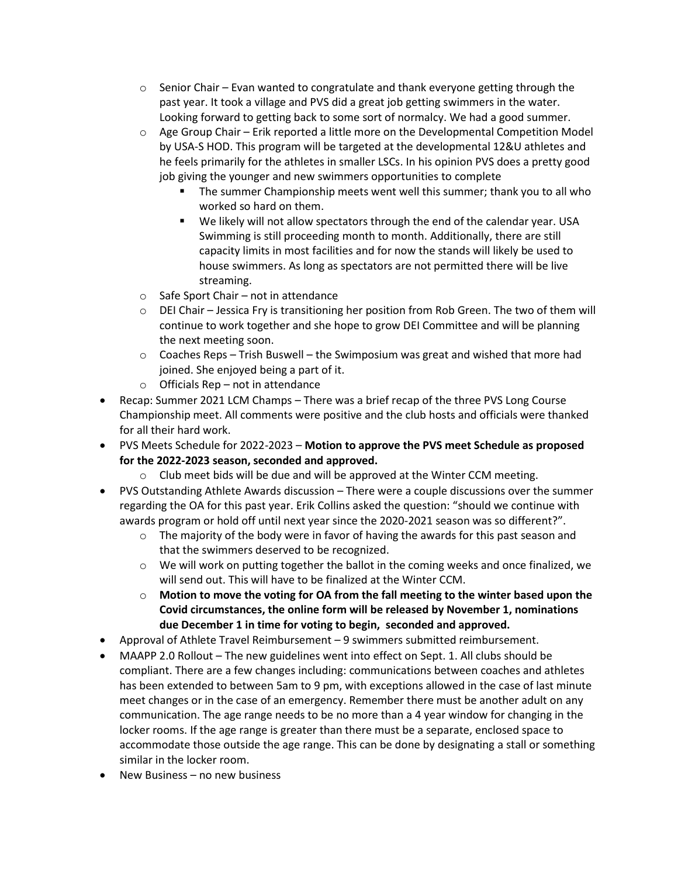- Senior Chair – Evan wanted to congratulate and thank everyone getting through the past year. It took a village and PVS did a great job getting swimmers in the water. Looking forward to getting back to some sort of normalcy. We had a good summer.
  - Age Group Chair – Erik reported a little more on the Developmental Competition Model by USA-S HOD. This program will be targeted at the developmental 12&U athletes and he feels primarily for the athletes in smaller LSCs. In his opinion PVS does a pretty good job giving the younger and new swimmers opportunities to complete
    - The summer Championship meets went well this summer; thank you to all who worked so hard on them.
    - We likely will not allow spectators through the end of the calendar year. USA Swimming is still proceeding month to month. Additionally, there are still capacity limits in most facilities and for now the stands will likely be used to house swimmers. As long as spectators are not permitted there will be live streaming.
  - Safe Sport Chair – not in attendance
  - DEI Chair – Jessica Fry is transitioning her position from Rob Green. The two of them will continue to work together and she hope to grow DEI Committee and will be planning the next meeting soon.
  - Coaches Reps – Trish Buswell – the Swimposium was great and wished that more had joined. She enjoyed being a part of it.
  - Officials Rep – not in attendance
- Recap: Summer 2021 LCM Champs – There was a brief recap of the three PVS Long Course Championship meet. All comments were positive and the club hosts and officials were thanked for all their hard work.
- PVS Meets Schedule for 2022-2023 – **Motion to approve the PVS meet Schedule as proposed for the 2022-2023 season, seconded and approved.**
  - Club meet bids will be due and will be approved at the Winter CCM meeting.
- PVS Outstanding Athlete Awards discussion – There were a couple discussions over the summer regarding the OA for this past year. Erik Collins asked the question: "should we continue with awards program or hold off until next year since the 2020-2021 season was so different?".
  - The majority of the body were in favor of having the awards for this past season and that the swimmers deserved to be recognized.
  - We will work on putting together the ballot in the coming weeks and once finalized, we will send out. This will have to be finalized at the Winter CCM.
  - **Motion to move the voting for OA from the fall meeting to the winter based upon the Covid circumstances, the online form will be released by November 1, nominations due December 1 in time for voting to begin, seconded and approved.**
- Approval of Athlete Travel Reimbursement – 9 swimmers submitted reimbursement.
- MAAPP 2.0 Rollout – The new guidelines went into effect on Sept. 1. All clubs should be compliant. There are a few changes including: communications between coaches and athletes has been extended to between 5am to 9 pm, with exceptions allowed in the case of last minute meet changes or in the case of an emergency. Remember there must be another adult on any communication. The age range needs to be no more than a 4 year window for changing in the locker rooms. If the age range is greater than there must be a separate, enclosed space to accommodate those outside the age range. This can be done by designating a stall or something similar in the locker room.
- New Business – no new business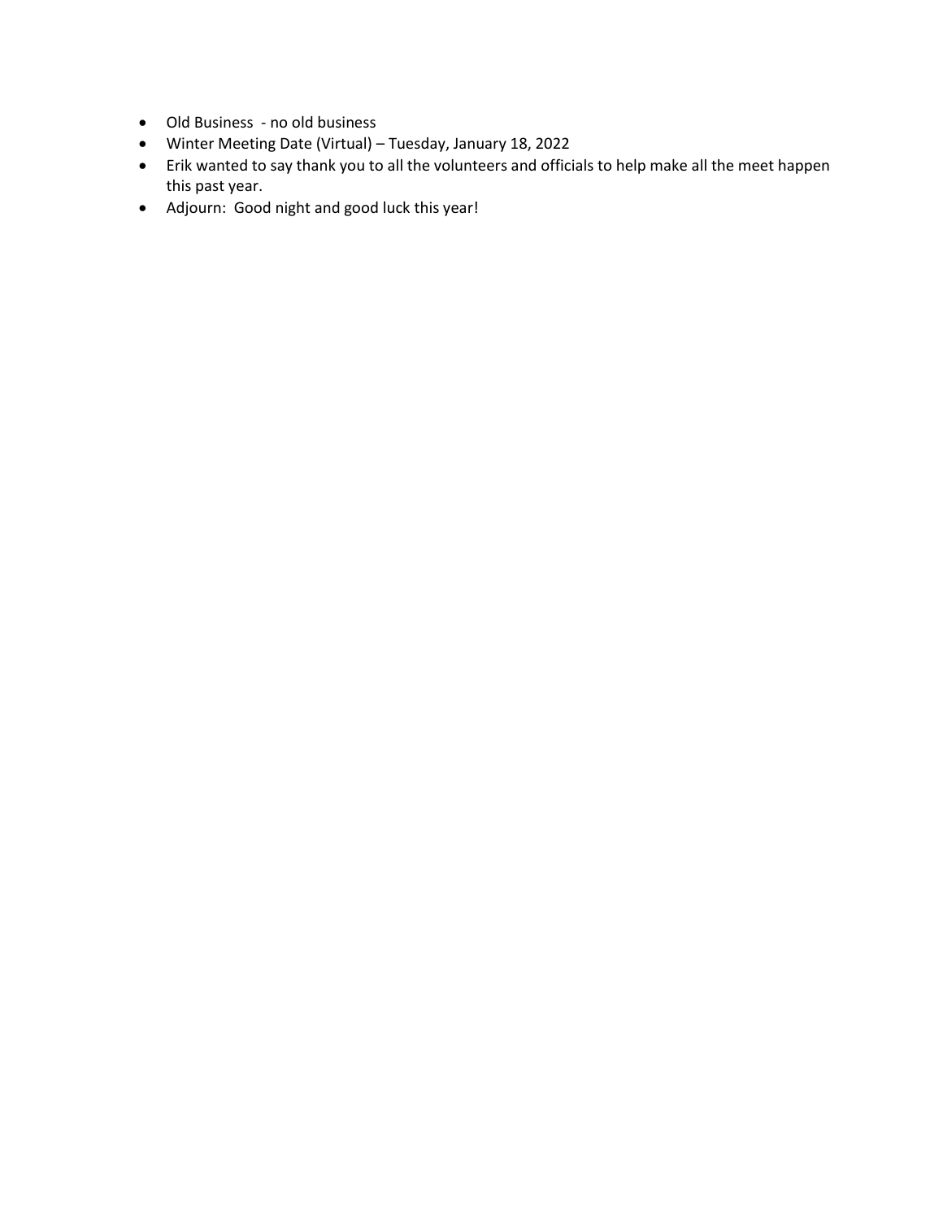- Old Business  - no old business
- Winter Meeting Date (Virtual) – Tuesday, January 18, 2022
- Erik wanted to say thank you to all the volunteers and officials to help make all the meet happen this past year.
- Adjourn:  Good night and good luck this year!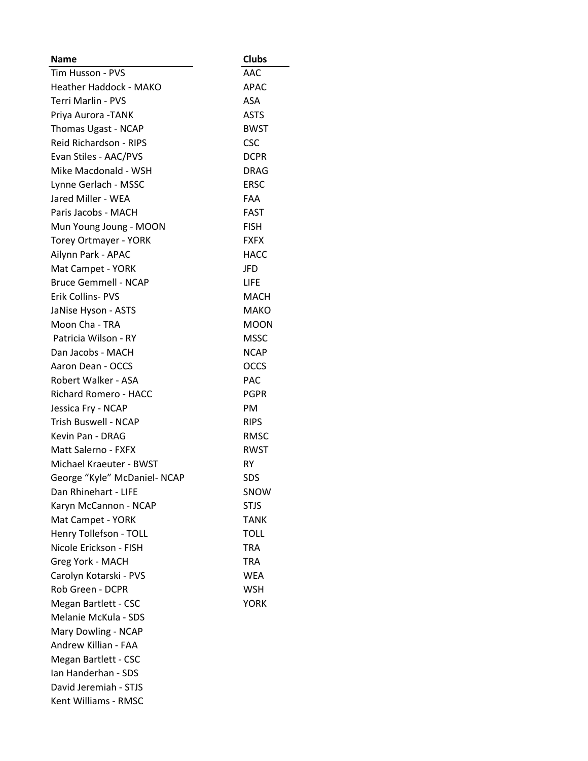| Name | Clubs |
|---|---|
| Tim Husson - PVS | AAC |
| Heather Haddock - MAKO | APAC |
| Terri Marlin - PVS | ASA |
| Priya Aurora -TANK | ASTS |
| Thomas Ugast - NCAP | BWST |
| Reid Richardson - RIPS | CSC |
| Evan Stiles - AAC/PVS | DCPR |
| Mike Macdonald - WSH | DRAG |
| Lynne Gerlach - MSSC | ERSC |
| Jared Miller - WEA | FAA |
| Paris Jacobs - MACH | FAST |
| Mun Young Joung - MOON | FISH |
| Torey Ortmayer - YORK | FXFX |
| Ailynn Park - APAC | HACC |
| Mat Campet - YORK | JFD |
| Bruce Gemmell - NCAP | LIFE |
| Erik Collins- PVS | MACH |
| JaNise Hyson - ASTS | MAKO |
| Moon Cha - TRA | MOON |
| Patricia Wilson - RY | MSSC |
| Dan Jacobs - MACH | NCAP |
| Aaron Dean - OCCS | OCCS |
| Robert Walker - ASA | PAC |
| Richard Romero - HACC | PGPR |
| Jessica Fry - NCAP | PM |
| Trish Buswell - NCAP | RIPS |
| Kevin Pan - DRAG | RMSC |
| Matt Salerno - FXFX | RWST |
| Michael Kraeuter - BWST | RY |
| George “Kyle” McDaniel- NCAP | SDS |
| Dan Rhinehart - LIFE | SNOW |
| Karyn McCannon - NCAP | STJS |
| Mat Campet - YORK | TANK |
| Henry Tollefson - TOLL | TOLL |
| Nicole Erickson - FISH | TRA |
| Greg York - MACH | TRA |
| Carolyn Kotarski - PVS | WEA |
| Rob Green - DCPR | WSH |
| Megan Bartlett - CSC | YORK |
| Melanie McKula - SDS | |
| Mary Dowling - NCAP | |
| Andrew Killian - FAA | |
| Megan Bartlett - CSC | |
| Ian Handerhan - SDS | |
| David Jeremiah - STJS | |
| Kent Williams - RMSC | |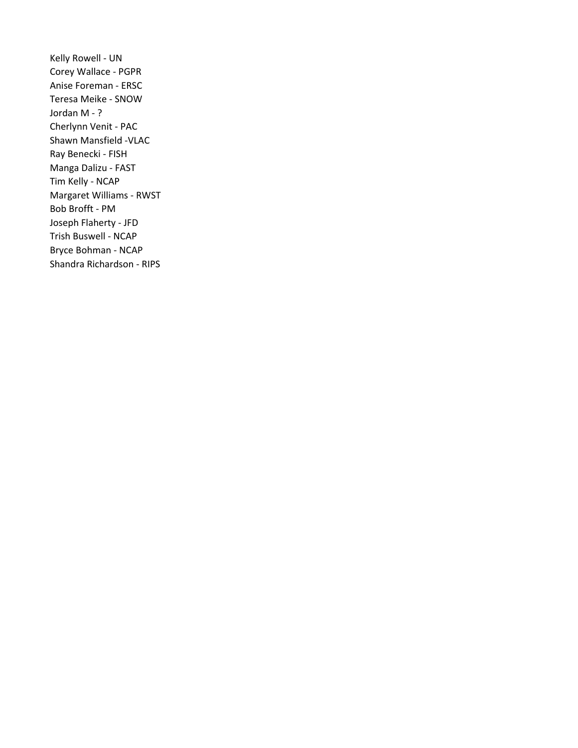Kelly Rowell - UN
Corey Wallace - PGPR
Anise Foreman - ERSC
Teresa Meike - SNOW
Jordan M - ?
Cherlynn Venit - PAC
Shawn Mansfield -VLAC
Ray Benecki - FISH
Manga Dalizu - FAST
Tim Kelly - NCAP
Margaret Williams - RWST
Bob Brofft - PM
Joseph Flaherty - JFD
Trish Buswell - NCAP
Bryce Bohman - NCAP
Shandra Richardson - RIPS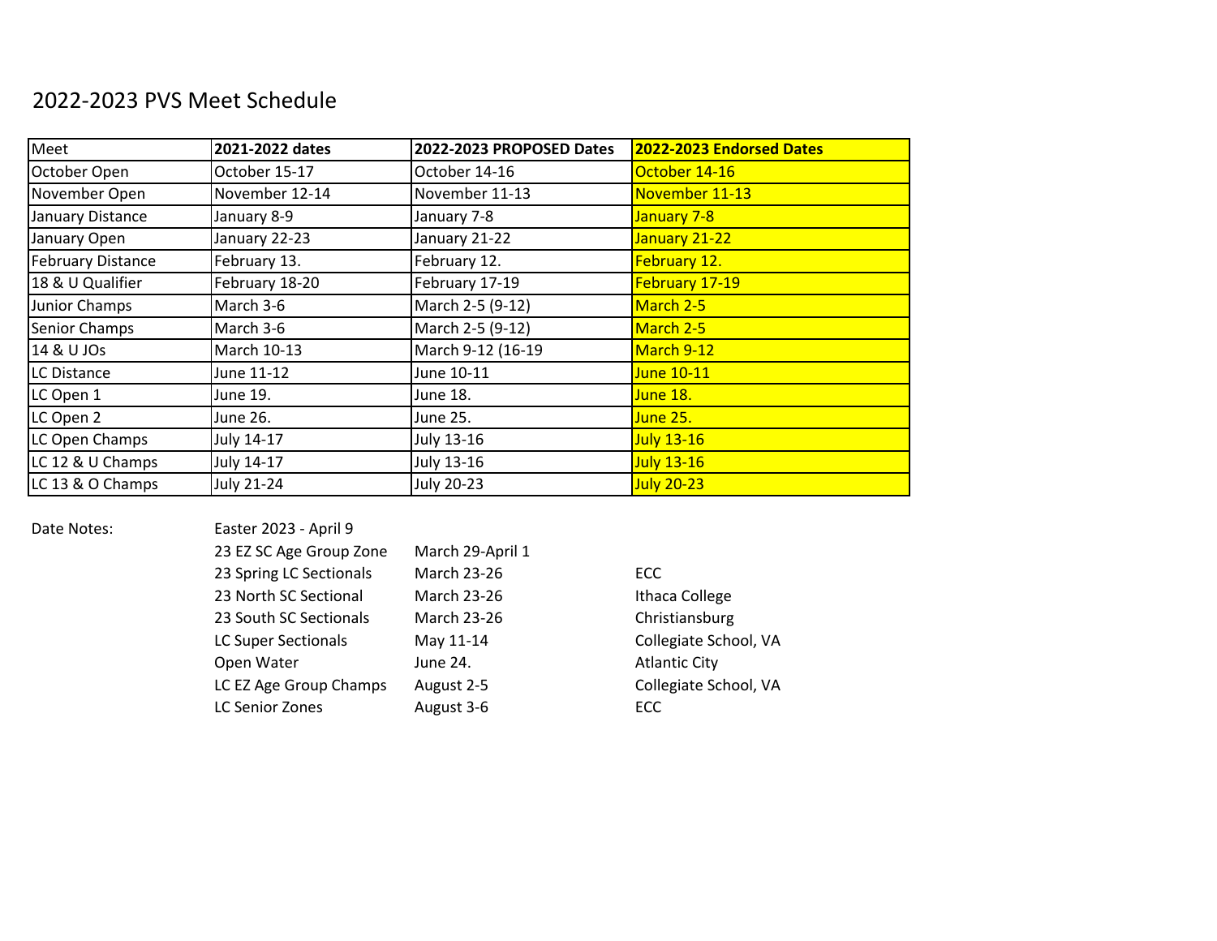# 2022-2023 PVS Meet Schedule

| Meet | **2021-2022 dates** | **2022-2023 PROPOSED Dates** | **2022-2023 Endorsed Dates** |
|---|---|---|---|
| October Open | October 15-17 | October 14-16 | October 14-16 |
| November Open | November 12-14 | November 11-13 | November 11-13 |
| January Distance | January 8-9 | January 7-8 | January 7-8 |
| January Open | January 22-23 | January 21-22 | January 21-22 |
| February Distance | February 13. | February 12. | February 12. |
| 18 & U Qualifier | February 18-20 | February 17-19 | February 17-19 |
| Junior Champs | March 3-6 | March 2-5 (9-12) | March 2-5 |
| Senior Champs | March 3-6 | March 2-5 (9-12) | March 2-5 |
| 14 & U JOs | March 10-13 | March 9-12 (16-19 | March 9-12 |
| LC Distance | June 11-12 | June 10-11 | June 10-11 |
| LC Open 1 | June 19. | June 18. | June 18. |
| LC Open 2 | June 26. | June 25. | June 25. |
| LC Open Champs | July 14-17 | July 13-16 | July 13-16 |
| LC 12 & U Champs | July 14-17 | July 13-16 | July 13-16 |
| LC 13 & O Champs | July 21-24 | July 20-23 | July 20-23 |

Date Notes:

| | | |
|---|---|---|
| Easter 2023 - April 9 | | |
| 23 EZ SC Age Group Zone | March 29-April 1 | |
| 23 Spring LC Sectionals | March 23-26 | ECC |
| 23 North SC Sectional | March 23-26 | Ithaca College |
| 23 South SC Sectionals | March 23-26 | Christiansburg |
| LC Super Sectionals | May 11-14 | Collegiate School, VA |
| Open Water | June 24. | Atlantic City |
| LC EZ Age Group Champs | August 2-5 | Collegiate School, VA |
| LC Senior Zones | August 3-6 | ECC |